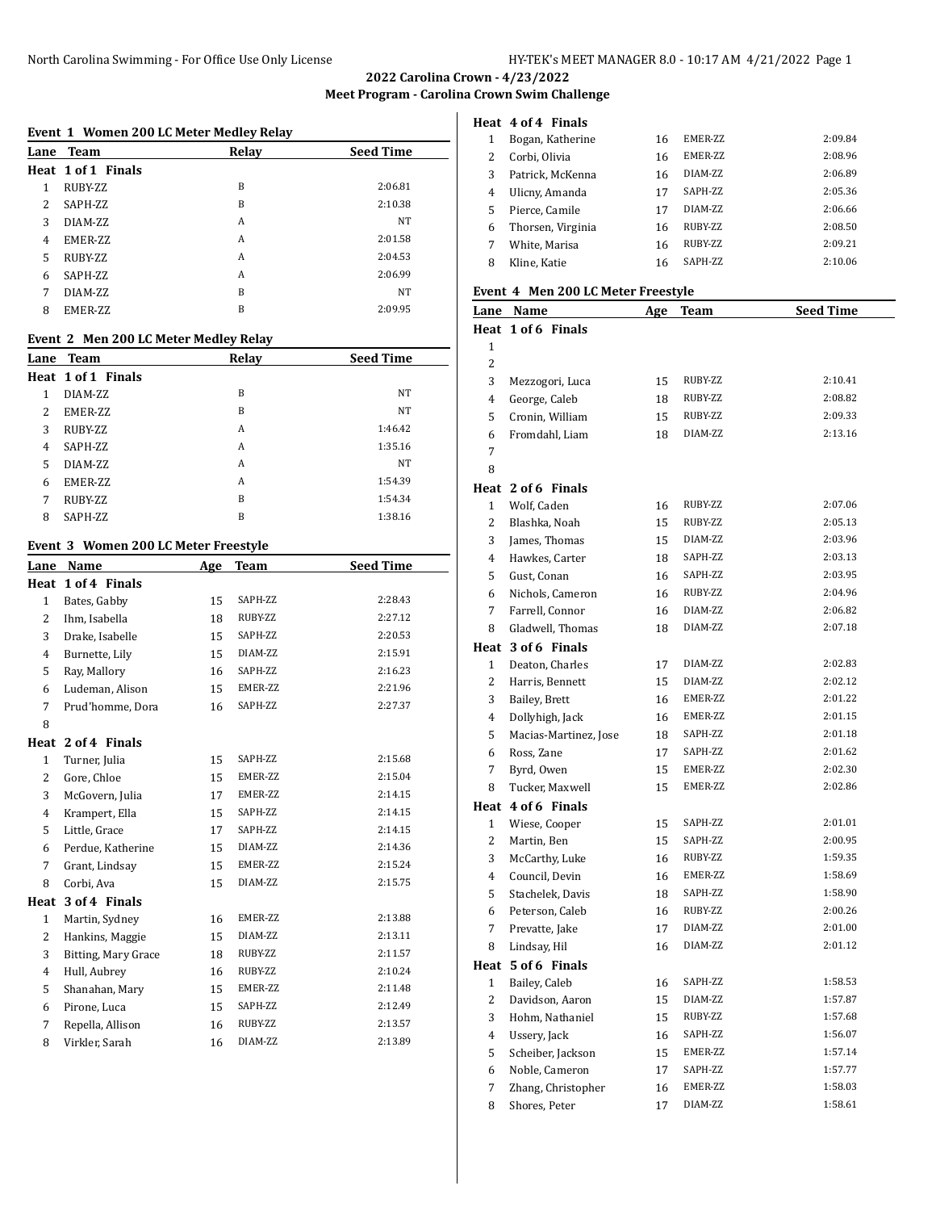## 2022 Carolina Crown - 4/23/2022
### Meet Program - Carolina Crown Swim Challenge

**Event 1 Women 200 LC Meter Medley Relay**

| Lane | Team | Relay | Seed Time |
|---|---|---|---|
| **Heat 1 of 1 Finals** | | | |
| 1 | RUBY-ZZ | B | 2:06.81 |
| 2 | SAPH-ZZ | B | 2:10.38 |
| 3 | DIAM-ZZ | A | NT |
| 4 | EMER-ZZ | A | 2:01.58 |
| 5 | RUBY-ZZ | A | 2:04.53 |
| 6 | SAPH-ZZ | A | 2:06.99 |
| 7 | DIAM-ZZ | B | NT |
| 8 | EMER-ZZ | B | 2:09.95 |

**Event 2 Men 200 LC Meter Medley Relay**

| Lane | Team | Relay | Seed Time |
|---|---|---|---|
| **Heat 1 of 1 Finals** | | | |
| 1 | DIAM-ZZ | B | NT |
| 2 | EMER-ZZ | B | NT |
| 3 | RUBY-ZZ | A | 1:46.42 |
| 4 | SAPH-ZZ | A | 1:35.16 |
| 5 | DIAM-ZZ | A | NT |
| 6 | EMER-ZZ | A | 1:54.39 |
| 7 | RUBY-ZZ | B | 1:54.34 |
| 8 | SAPH-ZZ | B | 1:38.16 |

**Event 3 Women 200 LC Meter Freestyle**

| Lane | Name | Age | Team | Seed Time |
|---|---|---|---|---|
| **Heat 1 of 4 Finals** | | | | |
| 1 | Bates, Gabby | 15 | SAPH-ZZ | 2:28.43 |
| 2 | Ihm, Isabella | 18 | RUBY-ZZ | 2:27.12 |
| 3 | Drake, Isabelle | 15 | SAPH-ZZ | 2:20.53 |
| 4 | Burnette, Lily | 15 | DIAM-ZZ | 2:15.91 |
| 5 | Ray, Mallory | 16 | SAPH-ZZ | 2:16.23 |
| 6 | Ludeman, Alison | 15 | EMER-ZZ | 2:21.96 |
| 7 | Prud'homme, Dora | 16 | SAPH-ZZ | 2:27.37 |
| 8 | | | | |
| **Heat 2 of 4 Finals** | | | | |
| 1 | Turner, Julia | 15 | SAPH-ZZ | 2:15.68 |
| 2 | Gore, Chloe | 15 | EMER-ZZ | 2:15.04 |
| 3 | McGovern, Julia | 17 | EMER-ZZ | 2:14.15 |
| 4 | Krampert, Ella | 15 | SAPH-ZZ | 2:14.15 |
| 5 | Little, Grace | 17 | SAPH-ZZ | 2:14.15 |
| 6 | Perdue, Katherine | 15 | DIAM-ZZ | 2:14.36 |
| 7 | Grant, Lindsay | 15 | EMER-ZZ | 2:15.24 |
| 8 | Corbi, Ava | 15 | DIAM-ZZ | 2:15.75 |
| **Heat 3 of 4 Finals** | | | | |
| 1 | Martin, Sydney | 16 | EMER-ZZ | 2:13.88 |
| 2 | Hankins, Maggie | 15 | DIAM-ZZ | 2:13.11 |
| 3 | Bitting, Mary Grace | 18 | RUBY-ZZ | 2:11.57 |
| 4 | Hull, Aubrey | 16 | RUBY-ZZ | 2:10.24 |
| 5 | Shanahan, Mary | 15 | EMER-ZZ | 2:11.48 |
| 6 | Pirone, Luca | 15 | SAPH-ZZ | 2:12.49 |
| 7 | Repella, Allison | 16 | RUBY-ZZ | 2:13.57 |
| 8 | Virkler, Sarah | 16 | DIAM-ZZ | 2:13.89 |
| **Heat 4 of 4 Finals** | | | | |
| 1 | Bogan, Katherine | 16 | EMER-ZZ | 2:09.84 |
| 2 | Corbi, Olivia | 16 | EMER-ZZ | 2:08.96 |
| 3 | Patrick, McKenna | 16 | DIAM-ZZ | 2:06.89 |
| 4 | Ulicny, Amanda | 17 | SAPH-ZZ | 2:05.36 |
| 5 | Pierce, Camile | 17 | DIAM-ZZ | 2:06.66 |
| 6 | Thorsen, Virginia | 16 | RUBY-ZZ | 2:08.50 |
| 7 | White, Marisa | 16 | RUBY-ZZ | 2:09.21 |
| 8 | Kline, Katie | 16 | SAPH-ZZ | 2:10.06 |

**Event 4 Men 200 LC Meter Freestyle**

| Lane | Name | Age | Team | Seed Time |
|---|---|---|---|---|
| **Heat 1 of 6 Finals** | | | | |
| 1 | | | | |
| 2 | | | | |
| 3 | Mezzogori, Luca | 15 | RUBY-ZZ | 2:10.41 |
| 4 | George, Caleb | 18 | RUBY-ZZ | 2:08.82 |
| 5 | Cronin, William | 15 | RUBY-ZZ | 2:09.33 |
| 6 | Fromdahl, Liam | 18 | DIAM-ZZ | 2:13.16 |
| 7 | | | | |
| 8 | | | | |
| **Heat 2 of 6 Finals** | | | | |
| 1 | Wolf, Caden | 16 | RUBY-ZZ | 2:07.06 |
| 2 | Blashka, Noah | 15 | RUBY-ZZ | 2:05.13 |
| 3 | James, Thomas | 15 | DIAM-ZZ | 2:03.96 |
| 4 | Hawkes, Carter | 18 | SAPH-ZZ | 2:03.13 |
| 5 | Gust, Conan | 16 | SAPH-ZZ | 2:03.95 |
| 6 | Nichols, Cameron | 16 | RUBY-ZZ | 2:04.96 |
| 7 | Farrell, Connor | 16 | DIAM-ZZ | 2:06.82 |
| 8 | Gladwell, Thomas | 18 | DIAM-ZZ | 2:07.18 |
| **Heat 3 of 6 Finals** | | | | |
| 1 | Deaton, Charles | 17 | DIAM-ZZ | 2:02.83 |
| 2 | Harris, Bennett | 15 | DIAM-ZZ | 2:02.12 |
| 3 | Bailey, Brett | 16 | EMER-ZZ | 2:01.22 |
| 4 | Dollyhigh, Jack | 16 | EMER-ZZ | 2:01.15 |
| 5 | Macias-Martinez, Jose | 18 | SAPH-ZZ | 2:01.18 |
| 6 | Ross, Zane | 17 | SAPH-ZZ | 2:01.62 |
| 7 | Byrd, Owen | 15 | EMER-ZZ | 2:02.30 |
| 8 | Tucker, Maxwell | 15 | EMER-ZZ | 2:02.86 |
| **Heat 4 of 6 Finals** | | | | |
| 1 | Wiese, Cooper | 15 | SAPH-ZZ | 2:01.01 |
| 2 | Martin, Ben | 15 | SAPH-ZZ | 2:00.95 |
| 3 | McCarthy, Luke | 16 | RUBY-ZZ | 1:59.35 |
| 4 | Council, Devin | 16 | EMER-ZZ | 1:58.69 |
| 5 | Stachelek, Davis | 18 | SAPH-ZZ | 1:58.90 |
| 6 | Peterson, Caleb | 16 | RUBY-ZZ | 2:00.26 |
| 7 | Prevatte, Jake | 17 | DIAM-ZZ | 2:01.00 |
| 8 | Lindsay, Hil | 16 | DIAM-ZZ | 2:01.12 |
| **Heat 5 of 6 Finals** | | | | |
| 1 | Bailey, Caleb | 16 | SAPH-ZZ | 1:58.53 |
| 2 | Davidson, Aaron | 15 | DIAM-ZZ | 1:57.87 |
| 3 | Hohm, Nathaniel | 15 | RUBY-ZZ | 1:57.68 |
| 4 | Ussery, Jack | 16 | SAPH-ZZ | 1:56.07 |
| 5 | Scheiber, Jackson | 15 | EMER-ZZ | 1:57.14 |
| 6 | Noble, Cameron | 17 | SAPH-ZZ | 1:57.77 |
| 7 | Zhang, Christopher | 16 | EMER-ZZ | 1:58.03 |
| 8 | Shores, Peter | 17 | DIAM-ZZ | 1:58.61 |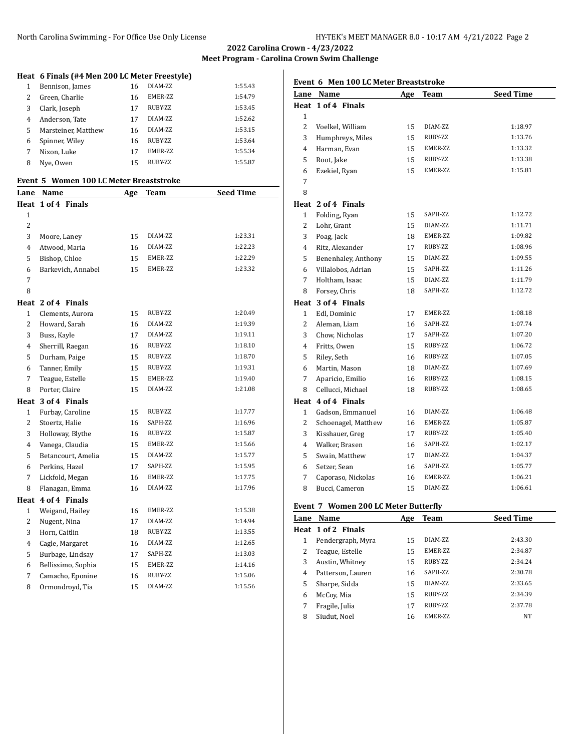2022 Carolina Crown - 4/23/2022
Meet Program - Carolina Crown Swim Challenge

### Heat 6 Finals (#4 Men 200 LC Meter Freestyle)

| Lane | Name | Age | Team | Seed Time |
|---|---|---|---|---|
| 1 | Bennison, James | 16 | DIAM-ZZ | 1:55.43 |
| 2 | Green, Charlie | 16 | EMER-ZZ | 1:54.79 |
| 3 | Clark, Joseph | 17 | RUBY-ZZ | 1:53.45 |
| 4 | Anderson, Tate | 17 | DIAM-ZZ | 1:52.62 |
| 5 | Marsteiner, Matthew | 16 | DIAM-ZZ | 1:53.15 |
| 6 | Spinner, Wiley | 16 | RUBY-ZZ | 1:53.64 |
| 7 | Nixon, Luke | 17 | EMER-ZZ | 1:55.34 |
| 8 | Nye, Owen | 15 | RUBY-ZZ | 1:55.87 |

### Event 5 Women 100 LC Meter Breaststroke

| Lane | Name | Age | Team | Seed Time |
|---|---|---|---|---|
| **Heat 1 of 4 Finals** | | | | |
| 1 | | | | |
| 2 | | | | |
| 3 | Moore, Laney | 15 | DIAM-ZZ | 1:23.31 |
| 4 | Atwood, Maria | 16 | DIAM-ZZ | 1:22.23 |
| 5 | Bishop, Chloe | 15 | EMER-ZZ | 1:22.29 |
| 6 | Barkevich, Annabel | 15 | EMER-ZZ | 1:23.32 |
| 7 | | | | |
| 8 | | | | |
| **Heat 2 of 4 Finals** | | | | |
| 1 | Clements, Aurora | 15 | RUBY-ZZ | 1:20.49 |
| 2 | Howard, Sarah | 16 | DIAM-ZZ | 1:19.39 |
| 3 | Buss, Kayle | 17 | DIAM-ZZ | 1:19.11 |
| 4 | Sherrill, Raegan | 16 | RUBY-ZZ | 1:18.10 |
| 5 | Durham, Paige | 15 | RUBY-ZZ | 1:18.70 |
| 6 | Tanner, Emily | 15 | RUBY-ZZ | 1:19.31 |
| 7 | Teague, Estelle | 15 | EMER-ZZ | 1:19.40 |
| 8 | Porter, Claire | 15 | DIAM-ZZ | 1:21.08 |
| **Heat 3 of 4 Finals** | | | | |
| 1 | Furbay, Caroline | 15 | RUBY-ZZ | 1:17.77 |
| 2 | Stoertz, Halie | 16 | SAPH-ZZ | 1:16.96 |
| 3 | Holloway, Blythe | 16 | RUBY-ZZ | 1:15.87 |
| 4 | Vanega, Claudia | 15 | EMER-ZZ | 1:15.66 |
| 5 | Betancourt, Amelia | 15 | DIAM-ZZ | 1:15.77 |
| 6 | Perkins, Hazel | 17 | SAPH-ZZ | 1:15.95 |
| 7 | Lickfold, Megan | 16 | EMER-ZZ | 1:17.75 |
| 8 | Flanagan, Emma | 16 | DIAM-ZZ | 1:17.96 |
| **Heat 4 of 4 Finals** | | | | |
| 1 | Weigand, Hailey | 16 | EMER-ZZ | 1:15.38 |
| 2 | Nugent, Nina | 17 | DIAM-ZZ | 1:14.94 |
| 3 | Horn, Caitlin | 18 | RUBY-ZZ | 1:13.55 |
| 4 | Cagle, Margaret | 16 | DIAM-ZZ | 1:12.65 |
| 5 | Burbage, Lindsay | 17 | SAPH-ZZ | 1:13.03 |
| 6 | Bellissimo, Sophia | 15 | EMER-ZZ | 1:14.16 |
| 7 | Camacho, Eponine | 16 | RUBY-ZZ | 1:15.06 |
| 8 | Ormondroyd, Tia | 15 | DIAM-ZZ | 1:15.56 |

### Event 6 Men 100 LC Meter Breaststroke

| Lane | Name | Age | Team | Seed Time |
|---|---|---|---|---|
| **Heat 1 of 4 Finals** | | | | |
| 1 | | | | |
| 2 | Voelkel, William | 15 | DIAM-ZZ | 1:18.97 |
| 3 | Humphreys, Miles | 15 | RUBY-ZZ | 1:13.76 |
| 4 | Harman, Evan | 15 | EMER-ZZ | 1:13.32 |
| 5 | Root, Jake | 15 | RUBY-ZZ | 1:13.38 |
| 6 | Ezekiel, Ryan | 15 | EMER-ZZ | 1:15.81 |
| 7 | | | | |
| 8 | | | | |
| **Heat 2 of 4 Finals** | | | | |
| 1 | Folding, Ryan | 15 | SAPH-ZZ | 1:12.72 |
| 2 | Lohr, Grant | 15 | DIAM-ZZ | 1:11.71 |
| 3 | Poag, Jack | 18 | EMER-ZZ | 1:09.82 |
| 4 | Ritz, Alexander | 17 | RUBY-ZZ | 1:08.96 |
| 5 | Benenhaley, Anthony | 15 | DIAM-ZZ | 1:09.55 |
| 6 | Villalobos, Adrian | 15 | SAPH-ZZ | 1:11.26 |
| 7 | Holtham, Isaac | 15 | DIAM-ZZ | 1:11.79 |
| 8 | Forsey, Chris | 18 | SAPH-ZZ | 1:12.72 |
| **Heat 3 of 4 Finals** | | | | |
| 1 | Edl, Dominic | 17 | EMER-ZZ | 1:08.18 |
| 2 | Aleman, Liam | 16 | SAPH-ZZ | 1:07.74 |
| 3 | Chow, Nicholas | 17 | SAPH-ZZ | 1:07.20 |
| 4 | Fritts, Owen | 15 | RUBY-ZZ | 1:06.72 |
| 5 | Riley, Seth | 16 | RUBY-ZZ | 1:07.05 |
| 6 | Martin, Mason | 18 | DIAM-ZZ | 1:07.69 |
| 7 | Aparicio, Emilio | 16 | RUBY-ZZ | 1:08.15 |
| 8 | Cellucci, Michael | 18 | RUBY-ZZ | 1:08.65 |
| **Heat 4 of 4 Finals** | | | | |
| 1 | Gadson, Emmanuel | 16 | DIAM-ZZ | 1:06.48 |
| 2 | Schoenagel, Matthew | 16 | EMER-ZZ | 1:05.87 |
| 3 | Kisshauer, Greg | 17 | RUBY-ZZ | 1:05.40 |
| 4 | Walker, Brasen | 16 | SAPH-ZZ | 1:02.17 |
| 5 | Swain, Matthew | 17 | DIAM-ZZ | 1:04.37 |
| 6 | Setzer, Sean | 16 | SAPH-ZZ | 1:05.77 |
| 7 | Caporaso, Nickolas | 16 | EMER-ZZ | 1:06.21 |
| 8 | Bucci, Cameron | 15 | DIAM-ZZ | 1:06.61 |

### Event 7 Women 200 LC Meter Butterfly

| Lane | Name | Age | Team | Seed Time |
|---|---|---|---|---|
| **Heat 1 of 2 Finals** | | | | |
| 1 | Pendergraph, Myra | 15 | DIAM-ZZ | 2:43.30 |
| 2 | Teague, Estelle | 15 | EMER-ZZ | 2:34.87 |
| 3 | Austin, Whitney | 15 | RUBY-ZZ | 2:34.24 |
| 4 | Patterson, Lauren | 16 | SAPH-ZZ | 2:30.78 |
| 5 | Sharpe, Sidda | 15 | DIAM-ZZ | 2:33.65 |
| 6 | McCoy, Mia | 15 | RUBY-ZZ | 2:34.39 |
| 7 | Fragile, Julia | 17 | RUBY-ZZ | 2:37.78 |
| 8 | Siudut, Noel | 16 | EMER-ZZ | NT |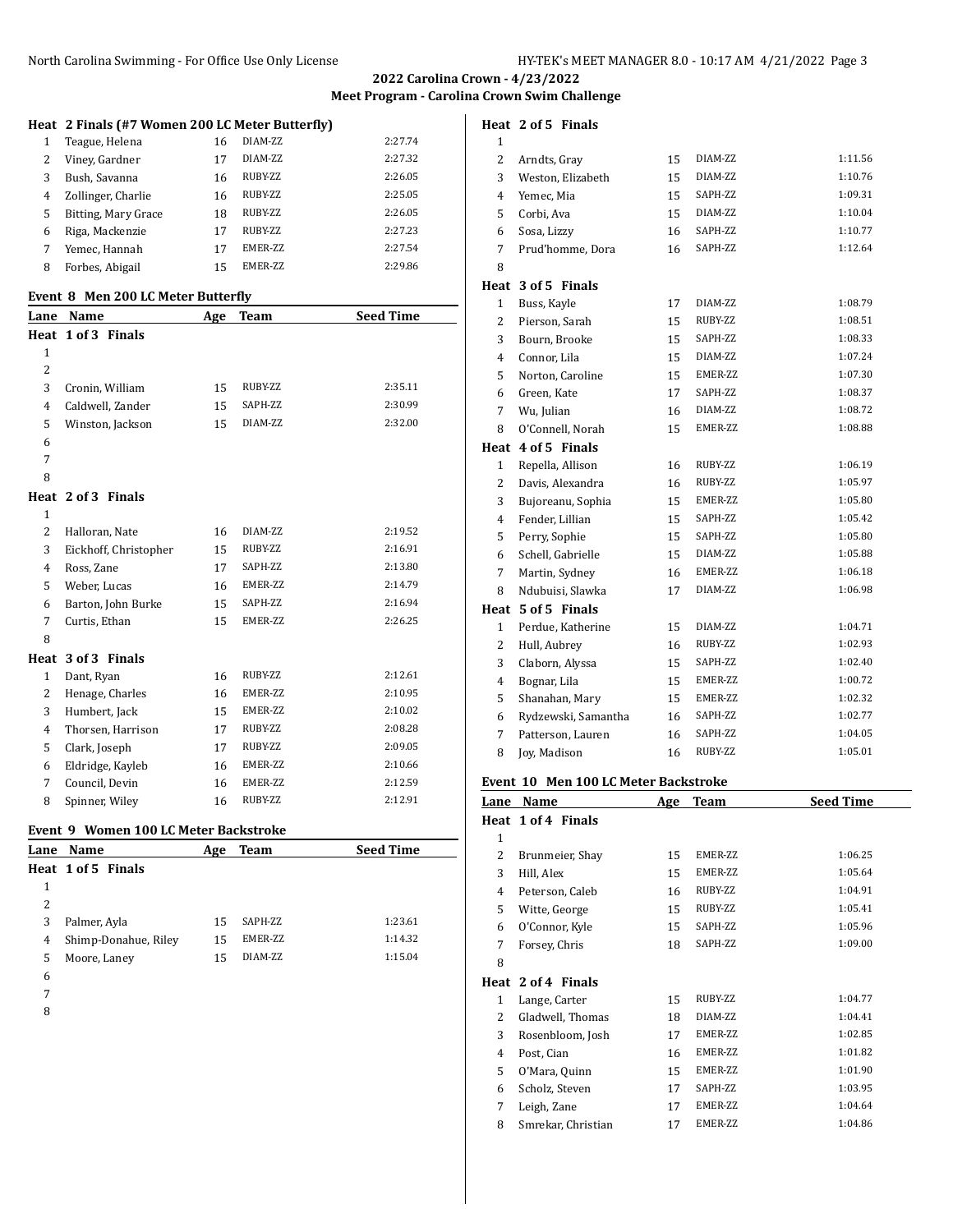## 2022 Carolina Crown - 4/23/2022
### Meet Program - Carolina Crown Swim Challenge

**Heat 2 Finals (#7 Women 200 LC Meter Butterfly)**

| Lane | Name | Age | Team | Seed Time |
|---|---|---|---|---|
| 1 | Teague, Helena | 16 | DIAM-ZZ | 2:27.74 |
| 2 | Viney, Gardner | 17 | DIAM-ZZ | 2:27.32 |
| 3 | Bush, Savanna | 16 | RUBY-ZZ | 2:26.05 |
| 4 | Zollinger, Charlie | 16 | RUBY-ZZ | 2:25.05 |
| 5 | Bitting, Mary Grace | 18 | RUBY-ZZ | 2:26.05 |
| 6 | Riga, Mackenzie | 17 | RUBY-ZZ | 2:27.23 |
| 7 | Yemec, Hannah | 17 | EMER-ZZ | 2:27.54 |
| 8 | Forbes, Abigail | 15 | EMER-ZZ | 2:29.86 |

### Event 8 Men 200 LC Meter Butterfly

| Lane | Name | Age | Team | Seed Time |
|---|---|---|---|---|
| **Heat 1 of 3 Finals** | | | | |
| 1 | | | | |
| 2 | | | | |
| 3 | Cronin, William | 15 | RUBY-ZZ | 2:35.11 |
| 4 | Caldwell, Zander | 15 | SAPH-ZZ | 2:30.99 |
| 5 | Winston, Jackson | 15 | DIAM-ZZ | 2:32.00 |
| 6 | | | | |
| 7 | | | | |
| 8 | | | | |
| **Heat 2 of 3 Finals** | | | | |
| 1 | | | | |
| 2 | Halloran, Nate | 16 | DIAM-ZZ | 2:19.52 |
| 3 | Eickhoff, Christopher | 15 | RUBY-ZZ | 2:16.91 |
| 4 | Ross, Zane | 17 | SAPH-ZZ | 2:13.80 |
| 5 | Weber, Lucas | 16 | EMER-ZZ | 2:14.79 |
| 6 | Barton, John Burke | 15 | SAPH-ZZ | 2:16.94 |
| 7 | Curtis, Ethan | 15 | EMER-ZZ | 2:26.25 |
| 8 | | | | |
| **Heat 3 of 3 Finals** | | | | |
| 1 | Dant, Ryan | 16 | RUBY-ZZ | 2:12.61 |
| 2 | Henage, Charles | 16 | EMER-ZZ | 2:10.95 |
| 3 | Humbert, Jack | 15 | EMER-ZZ | 2:10.02 |
| 4 | Thorsen, Harrison | 17 | RUBY-ZZ | 2:08.28 |
| 5 | Clark, Joseph | 17 | RUBY-ZZ | 2:09.05 |
| 6 | Eldridge, Kayleb | 16 | EMER-ZZ | 2:10.66 |
| 7 | Council, Devin | 16 | EMER-ZZ | 2:12.59 |
| 8 | Spinner, Wiley | 16 | RUBY-ZZ | 2:12.91 |

### Event 9 Women 100 LC Meter Backstroke

| Lane | Name | Age | Team | Seed Time |
|---|---|---|---|---|
| **Heat 1 of 5 Finals** | | | | |
| 1 | | | | |
| 2 | | | | |
| 3 | Palmer, Ayla | 15 | SAPH-ZZ | 1:23.61 |
| 4 | Shimp-Donahue, Riley | 15 | EMER-ZZ | 1:14.32 |
| 5 | Moore, Laney | 15 | DIAM-ZZ | 1:15.04 |
| 6 | | | | |
| 7 | | | | |
| 8 | | | | |
| **Heat 2 of 5 Finals** | | | | |
| 1 | | | | |
| 2 | Arndts, Gray | 15 | DIAM-ZZ | 1:11.56 |
| 3 | Weston, Elizabeth | 15 | DIAM-ZZ | 1:10.76 |
| 4 | Yemec, Mia | 15 | SAPH-ZZ | 1:09.31 |
| 5 | Corbi, Ava | 15 | DIAM-ZZ | 1:10.04 |
| 6 | Sosa, Lizzy | 16 | SAPH-ZZ | 1:10.77 |
| 7 | Prud'homme, Dora | 16 | SAPH-ZZ | 1:12.64 |
| 8 | | | | |
| **Heat 3 of 5 Finals** | | | | |
| 1 | Buss, Kayle | 17 | DIAM-ZZ | 1:08.79 |
| 2 | Pierson, Sarah | 15 | RUBY-ZZ | 1:08.51 |
| 3 | Bourn, Brooke | 15 | SAPH-ZZ | 1:08.33 |
| 4 | Connor, Lila | 15 | DIAM-ZZ | 1:07.24 |
| 5 | Norton, Caroline | 15 | EMER-ZZ | 1:07.30 |
| 6 | Green, Kate | 17 | SAPH-ZZ | 1:08.37 |
| 7 | Wu, Julian | 16 | DIAM-ZZ | 1:08.72 |
| 8 | O'Connell, Norah | 15 | EMER-ZZ | 1:08.88 |
| **Heat 4 of 5 Finals** | | | | |
| 1 | Repella, Allison | 16 | RUBY-ZZ | 1:06.19 |
| 2 | Davis, Alexandra | 16 | RUBY-ZZ | 1:05.97 |
| 3 | Bujoreanu, Sophia | 15 | EMER-ZZ | 1:05.80 |
| 4 | Fender, Lillian | 15 | SAPH-ZZ | 1:05.42 |
| 5 | Perry, Sophie | 15 | SAPH-ZZ | 1:05.80 |
| 6 | Schell, Gabrielle | 15 | DIAM-ZZ | 1:05.88 |
| 7 | Martin, Sydney | 16 | EMER-ZZ | 1:06.18 |
| 8 | Ndubuisi, Slawka | 17 | DIAM-ZZ | 1:06.98 |
| **Heat 5 of 5 Finals** | | | | |
| 1 | Perdue, Katherine | 15 | DIAM-ZZ | 1:04.71 |
| 2 | Hull, Aubrey | 16 | RUBY-ZZ | 1:02.93 |
| 3 | Claborn, Alyssa | 15 | SAPH-ZZ | 1:02.40 |
| 4 | Bognar, Lila | 15 | EMER-ZZ | 1:00.72 |
| 5 | Shanahan, Mary | 15 | EMER-ZZ | 1:02.32 |
| 6 | Rydzewski, Samantha | 16 | SAPH-ZZ | 1:02.77 |
| 7 | Patterson, Lauren | 16 | SAPH-ZZ | 1:04.05 |
| 8 | Joy, Madison | 16 | RUBY-ZZ | 1:05.01 |

### Event 10 Men 100 LC Meter Backstroke

| Lane | Name | Age | Team | Seed Time |
|---|---|---|---|---|
| **Heat 1 of 4 Finals** | | | | |
| 1 | | | | |
| 2 | Brunmeier, Shay | 15 | EMER-ZZ | 1:06.25 |
| 3 | Hill, Alex | 15 | EMER-ZZ | 1:05.64 |
| 4 | Peterson, Caleb | 16 | RUBY-ZZ | 1:04.91 |
| 5 | Witte, George | 15 | RUBY-ZZ | 1:05.41 |
| 6 | O'Connor, Kyle | 15 | SAPH-ZZ | 1:05.96 |
| 7 | Forsey, Chris | 18 | SAPH-ZZ | 1:09.00 |
| 8 | | | | |
| **Heat 2 of 4 Finals** | | | | |
| 1 | Lange, Carter | 15 | RUBY-ZZ | 1:04.77 |
| 2 | Gladwell, Thomas | 18 | DIAM-ZZ | 1:04.41 |
| 3 | Rosenbloom, Josh | 17 | EMER-ZZ | 1:02.85 |
| 4 | Post, Cian | 16 | EMER-ZZ | 1:01.82 |
| 5 | O'Mara, Quinn | 15 | EMER-ZZ | 1:01.90 |
| 6 | Scholz, Steven | 17 | SAPH-ZZ | 1:03.95 |
| 7 | Leigh, Zane | 17 | EMER-ZZ | 1:04.64 |
| 8 | Smrekar, Christian | 17 | EMER-ZZ | 1:04.86 |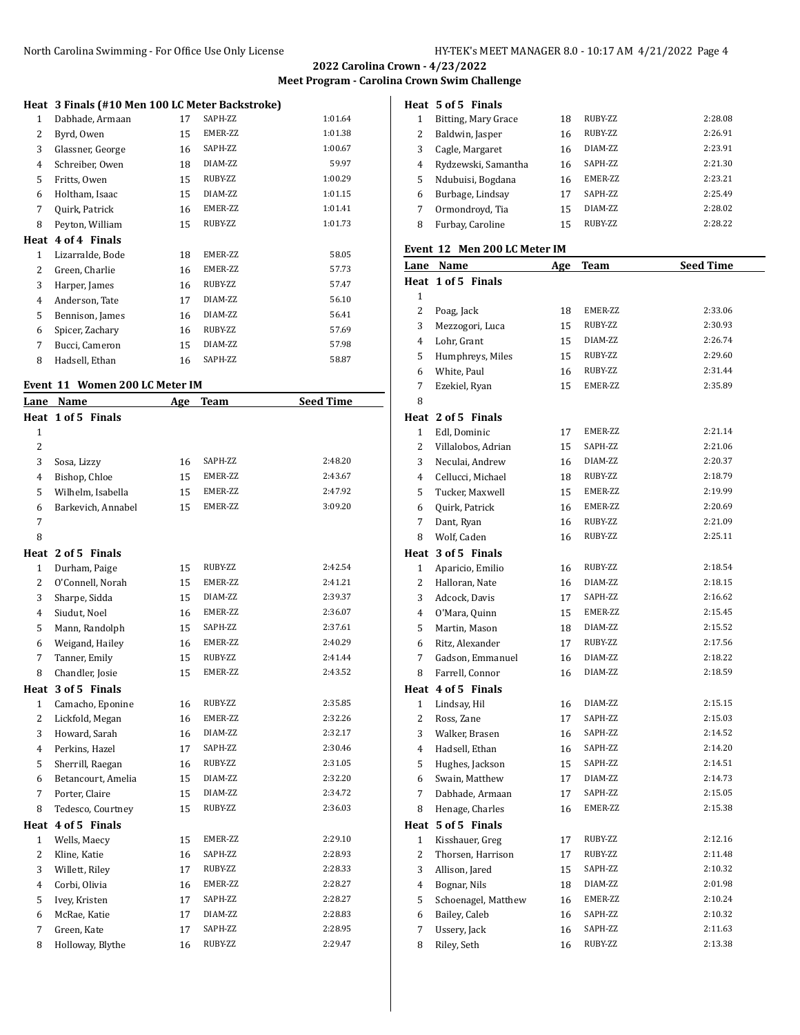### Heat 3 Finals (#10 Men 100 LC Meter Backstroke)

| Lane | Name | Age | Team | Seed Time |
|---|---|---|---|---|
| 1 | Dabhade, Armaan | 17 | SAPH-ZZ | 1:01.64 |
| 2 | Byrd, Owen | 15 | EMER-ZZ | 1:01.38 |
| 3 | Glassner, George | 16 | SAPH-ZZ | 1:00.67 |
| 4 | Schreiber, Owen | 18 | DIAM-ZZ | 59.97 |
| 5 | Fritts, Owen | 15 | RUBY-ZZ | 1:00.29 |
| 6 | Holtham, Isaac | 15 | DIAM-ZZ | 1:01.15 |
| 7 | Quirk, Patrick | 16 | EMER-ZZ | 1:01.41 |
| 8 | Peyton, William | 15 | RUBY-ZZ | 1:01.73 |

### Heat 4 of 4 Finals

| Lane | Name | Age | Team | Seed Time |
|---|---|---|---|---|
| 1 | Lizarralde, Bode | 18 | EMER-ZZ | 58.05 |
| 2 | Green, Charlie | 16 | EMER-ZZ | 57.73 |
| 3 | Harper, James | 16 | RUBY-ZZ | 57.47 |
| 4 | Anderson, Tate | 17 | DIAM-ZZ | 56.10 |
| 5 | Bennison, James | 16 | DIAM-ZZ | 56.41 |
| 6 | Spicer, Zachary | 16 | RUBY-ZZ | 57.69 |
| 7 | Bucci, Cameron | 15 | DIAM-ZZ | 57.98 |
| 8 | Hadsell, Ethan | 16 | SAPH-ZZ | 58.87 |

## Event 11 Women 200 LC Meter IM

### Heat 1 of 5 Finals

| Lane | Name | Age | Team | Seed Time |
|---|---|---|---|---|
| 1 | | | | |
| 2 | | | | |
| 3 | Sosa, Lizzy | 16 | SAPH-ZZ | 2:48.20 |
| 4 | Bishop, Chloe | 15 | EMER-ZZ | 2:43.67 |
| 5 | Wilhelm, Isabella | 15 | EMER-ZZ | 2:47.92 |
| 6 | Barkevich, Annabel | 15 | EMER-ZZ | 3:09.20 |
| 7 | | | | |
| 8 | | | | |

### Heat 2 of 5 Finals

| Lane | Name | Age | Team | Seed Time |
|---|---|---|---|---|
| 1 | Durham, Paige | 15 | RUBY-ZZ | 2:42.54 |
| 2 | O'Connell, Norah | 15 | EMER-ZZ | 2:41.21 |
| 3 | Sharpe, Sidda | 15 | DIAM-ZZ | 2:39.37 |
| 4 | Siudut, Noel | 16 | EMER-ZZ | 2:36.07 |
| 5 | Mann, Randolph | 15 | SAPH-ZZ | 2:37.61 |
| 6 | Weigand, Hailey | 16 | EMER-ZZ | 2:40.29 |
| 7 | Tanner, Emily | 15 | RUBY-ZZ | 2:41.44 |
| 8 | Chandler, Josie | 15 | EMER-ZZ | 2:43.52 |

### Heat 3 of 5 Finals

| Lane | Name | Age | Team | Seed Time |
|---|---|---|---|---|
| 1 | Camacho, Eponine | 16 | RUBY-ZZ | 2:35.85 |
| 2 | Lickfold, Megan | 16 | EMER-ZZ | 2:32.26 |
| 3 | Howard, Sarah | 16 | DIAM-ZZ | 2:32.17 |
| 4 | Perkins, Hazel | 17 | SAPH-ZZ | 2:30.46 |
| 5 | Sherrill, Raegan | 16 | RUBY-ZZ | 2:31.05 |
| 6 | Betancourt, Amelia | 15 | DIAM-ZZ | 2:32.20 |
| 7 | Porter, Claire | 15 | DIAM-ZZ | 2:34.72 |
| 8 | Tedesco, Courtney | 15 | RUBY-ZZ | 2:36.03 |

### Heat 4 of 5 Finals

| Lane | Name | Age | Team | Seed Time |
|---|---|---|---|---|
| 1 | Wells, Maecy | 15 | EMER-ZZ | 2:29.10 |
| 2 | Kline, Katie | 16 | SAPH-ZZ | 2:28.93 |
| 3 | Willett, Riley | 17 | RUBY-ZZ | 2:28.33 |
| 4 | Corbi, Olivia | 16 | EMER-ZZ | 2:28.27 |
| 5 | Ivey, Kristen | 17 | SAPH-ZZ | 2:28.27 |
| 6 | McRae, Katie | 17 | DIAM-ZZ | 2:28.83 |
| 7 | Green, Kate | 17 | SAPH-ZZ | 2:28.95 |
| 8 | Holloway, Blythe | 16 | RUBY-ZZ | 2:29.47 |

### Heat 5 of 5 Finals

| Lane | Name | Age | Team | Seed Time |
|---|---|---|---|---|
| 1 | Bitting, Mary Grace | 18 | RUBY-ZZ | 2:28.08 |
| 2 | Baldwin, Jasper | 16 | RUBY-ZZ | 2:26.91 |
| 3 | Cagle, Margaret | 16 | DIAM-ZZ | 2:23.91 |
| 4 | Rydzewski, Samantha | 16 | SAPH-ZZ | 2:21.30 |
| 5 | Ndubuisi, Bogdana | 16 | EMER-ZZ | 2:23.21 |
| 6 | Burbage, Lindsay | 17 | SAPH-ZZ | 2:25.49 |
| 7 | Ormondroyd, Tia | 15 | DIAM-ZZ | 2:28.02 |
| 8 | Furbay, Caroline | 15 | RUBY-ZZ | 2:28.22 |

## Event 12 Men 200 LC Meter IM

### Heat 1 of 5 Finals

| Lane | Name | Age | Team | Seed Time |
|---|---|---|---|---|
| 1 | | | | |
| 2 | Poag, Jack | 18 | EMER-ZZ | 2:33.06 |
| 3 | Mezzogori, Luca | 15 | RUBY-ZZ | 2:30.93 |
| 4 | Lohr, Grant | 15 | DIAM-ZZ | 2:26.74 |
| 5 | Humphreys, Miles | 15 | RUBY-ZZ | 2:29.60 |
| 6 | White, Paul | 16 | RUBY-ZZ | 2:31.44 |
| 7 | Ezekiel, Ryan | 15 | EMER-ZZ | 2:35.89 |
| 8 | | | | |

### Heat 2 of 5 Finals

| Lane | Name | Age | Team | Seed Time |
|---|---|---|---|---|
| 1 | Edl, Dominic | 17 | EMER-ZZ | 2:21.14 |
| 2 | Villalobos, Adrian | 15 | SAPH-ZZ | 2:21.06 |
| 3 | Neculai, Andrew | 16 | DIAM-ZZ | 2:20.37 |
| 4 | Cellucci, Michael | 18 | RUBY-ZZ | 2:18.79 |
| 5 | Tucker, Maxwell | 15 | EMER-ZZ | 2:19.99 |
| 6 | Quirk, Patrick | 16 | EMER-ZZ | 2:20.69 |
| 7 | Dant, Ryan | 16 | RUBY-ZZ | 2:21.09 |
| 8 | Wolf, Caden | 16 | RUBY-ZZ | 2:25.11 |

### Heat 3 of 5 Finals

| Lane | Name | Age | Team | Seed Time |
|---|---|---|---|---|
| 1 | Aparicio, Emilio | 16 | RUBY-ZZ | 2:18.54 |
| 2 | Halloran, Nate | 16 | DIAM-ZZ | 2:18.15 |
| 3 | Adcock, Davis | 17 | SAPH-ZZ | 2:16.62 |
| 4 | O'Mara, Quinn | 15 | EMER-ZZ | 2:15.45 |
| 5 | Martin, Mason | 18 | DIAM-ZZ | 2:15.52 |
| 6 | Ritz, Alexander | 17 | RUBY-ZZ | 2:17.56 |
| 7 | Gadson, Emmanuel | 16 | DIAM-ZZ | 2:18.22 |
| 8 | Farrell, Connor | 16 | DIAM-ZZ | 2:18.59 |

### Heat 4 of 5 Finals

| Lane | Name | Age | Team | Seed Time |
|---|---|---|---|---|
| 1 | Lindsay, Hil | 16 | DIAM-ZZ | 2:15.15 |
| 2 | Ross, Zane | 17 | SAPH-ZZ | 2:15.03 |
| 3 | Walker, Brasen | 16 | SAPH-ZZ | 2:14.52 |
| 4 | Hadsell, Ethan | 16 | SAPH-ZZ | 2:14.20 |
| 5 | Hughes, Jackson | 15 | SAPH-ZZ | 2:14.51 |
| 6 | Swain, Matthew | 17 | DIAM-ZZ | 2:14.73 |
| 7 | Dabhade, Armaan | 17 | SAPH-ZZ | 2:15.05 |
| 8 | Henage, Charles | 16 | EMER-ZZ | 2:15.38 |

### Heat 5 of 5 Finals

| Lane | Name | Age | Team | Seed Time |
|---|---|---|---|---|
| 1 | Kisshauer, Greg | 17 | RUBY-ZZ | 2:12.16 |
| 2 | Thorsen, Harrison | 17 | RUBY-ZZ | 2:11.48 |
| 3 | Allison, Jared | 15 | SAPH-ZZ | 2:10.32 |
| 4 | Bognar, Nils | 18 | DIAM-ZZ | 2:01.98 |
| 5 | Schoenagel, Matthew | 16 | EMER-ZZ | 2:10.24 |
| 6 | Bailey, Caleb | 16 | SAPH-ZZ | 2:10.32 |
| 7 | Ussery, Jack | 16 | SAPH-ZZ | 2:11.63 |
| 8 | Riley, Seth | 16 | RUBY-ZZ | 2:13.38 |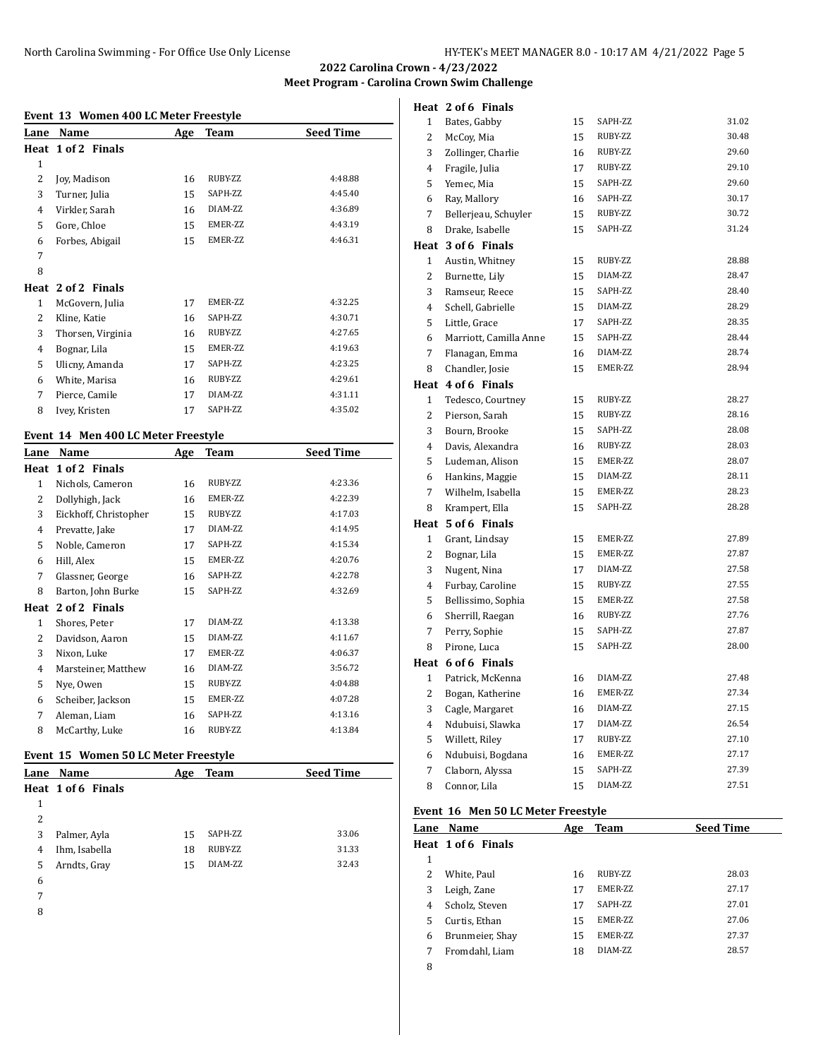# 2022 Carolina Crown - 4/23/2022

## Meet Program - Carolina Crown Swim Challenge

### Event 13 Women 400 LC Meter Freestyle

| Lane | Name | Age | Team | Seed Time |
|---|---|---|---|---|
| **Heat 1 of 2 Finals** | | | | |
| 1 | | | | |
| 2 | Joy, Madison | 16 | RUBY-ZZ | 4:48.88 |
| 3 | Turner, Julia | 15 | SAPH-ZZ | 4:45.40 |
| 4 | Virkler, Sarah | 16 | DIAM-ZZ | 4:36.89 |
| 5 | Gore, Chloe | 15 | EMER-ZZ | 4:43.19 |
| 6 | Forbes, Abigail | 15 | EMER-ZZ | 4:46.31 |
| 7 | | | | |
| 8 | | | | |
| **Heat 2 of 2 Finals** | | | | |
| 1 | McGovern, Julia | 17 | EMER-ZZ | 4:32.25 |
| 2 | Kline, Katie | 16 | SAPH-ZZ | 4:30.71 |
| 3 | Thorsen, Virginia | 16 | RUBY-ZZ | 4:27.65 |
| 4 | Bognar, Lila | 15 | EMER-ZZ | 4:19.63 |
| 5 | Ulicny, Amanda | 17 | SAPH-ZZ | 4:23.25 |
| 6 | White, Marisa | 16 | RUBY-ZZ | 4:29.61 |
| 7 | Pierce, Camile | 17 | DIAM-ZZ | 4:31.11 |
| 8 | Ivey, Kristen | 17 | SAPH-ZZ | 4:35.02 |

### Event 14 Men 400 LC Meter Freestyle

| Lane | Name | Age | Team | Seed Time |
|---|---|---|---|---|
| **Heat 1 of 2 Finals** | | | | |
| 1 | Nichols, Cameron | 16 | RUBY-ZZ | 4:23.36 |
| 2 | Dollyhigh, Jack | 16 | EMER-ZZ | 4:22.39 |
| 3 | Eickhoff, Christopher | 15 | RUBY-ZZ | 4:17.03 |
| 4 | Prevatte, Jake | 17 | DIAM-ZZ | 4:14.95 |
| 5 | Noble, Cameron | 17 | SAPH-ZZ | 4:15.34 |
| 6 | Hill, Alex | 15 | EMER-ZZ | 4:20.76 |
| 7 | Glassner, George | 16 | SAPH-ZZ | 4:22.78 |
| 8 | Barton, John Burke | 15 | SAPH-ZZ | 4:32.69 |
| **Heat 2 of 2 Finals** | | | | |
| 1 | Shores, Peter | 17 | DIAM-ZZ | 4:13.38 |
| 2 | Davidson, Aaron | 15 | DIAM-ZZ | 4:11.67 |
| 3 | Nixon, Luke | 17 | EMER-ZZ | 4:06.37 |
| 4 | Marsteiner, Matthew | 16 | DIAM-ZZ | 3:56.72 |
| 5 | Nye, Owen | 15 | RUBY-ZZ | 4:04.88 |
| 6 | Scheiber, Jackson | 15 | EMER-ZZ | 4:07.28 |
| 7 | Aleman, Liam | 16 | SAPH-ZZ | 4:13.16 |
| 8 | McCarthy, Luke | 16 | RUBY-ZZ | 4:13.84 |

### Event 15 Women 50 LC Meter Freestyle

| Lane | Name | Age | Team | Seed Time |
|---|---|---|---|---|
| **Heat 1 of 6 Finals** | | | | |
| 1 | | | | |
| 2 | | | | |
| 3 | Palmer, Ayla | 15 | SAPH-ZZ | 33.06 |
| 4 | Ihm, Isabella | 18 | RUBY-ZZ | 31.33 |
| 5 | Arndts, Gray | 15 | DIAM-ZZ | 32.43 |
| 6 | | | | |
| 7 | | | | |
| 8 | | | | |
| **Heat 2 of 6 Finals** | | | | |
| 1 | Bates, Gabby | 15 | SAPH-ZZ | 31.02 |
| 2 | McCoy, Mia | 15 | RUBY-ZZ | 30.48 |
| 3 | Zollinger, Charlie | 16 | RUBY-ZZ | 29.60 |
| 4 | Fragile, Julia | 17 | RUBY-ZZ | 29.10 |
| 5 | Yemec, Mia | 15 | SAPH-ZZ | 29.60 |
| 6 | Ray, Mallory | 16 | SAPH-ZZ | 30.17 |
| 7 | Bellerjeau, Schuyler | 15 | RUBY-ZZ | 30.72 |
| 8 | Drake, Isabelle | 15 | SAPH-ZZ | 31.24 |
| **Heat 3 of 6 Finals** | | | | |
| 1 | Austin, Whitney | 15 | RUBY-ZZ | 28.88 |
| 2 | Burnette, Lily | 15 | DIAM-ZZ | 28.47 |
| 3 | Ramseur, Reece | 15 | SAPH-ZZ | 28.40 |
| 4 | Schell, Gabrielle | 15 | DIAM-ZZ | 28.29 |
| 5 | Little, Grace | 17 | SAPH-ZZ | 28.35 |
| 6 | Marriott, Camilla Anne | 15 | SAPH-ZZ | 28.44 |
| 7 | Flanagan, Emma | 16 | DIAM-ZZ | 28.74 |
| 8 | Chandler, Josie | 15 | EMER-ZZ | 28.94 |
| **Heat 4 of 6 Finals** | | | | |
| 1 | Tedesco, Courtney | 15 | RUBY-ZZ | 28.27 |
| 2 | Pierson, Sarah | 15 | RUBY-ZZ | 28.16 |
| 3 | Bourn, Brooke | 15 | SAPH-ZZ | 28.08 |
| 4 | Davis, Alexandra | 16 | RUBY-ZZ | 28.03 |
| 5 | Ludeman, Alison | 15 | EMER-ZZ | 28.07 |
| 6 | Hankins, Maggie | 15 | DIAM-ZZ | 28.11 |
| 7 | Wilhelm, Isabella | 15 | EMER-ZZ | 28.23 |
| 8 | Krampert, Ella | 15 | SAPH-ZZ | 28.28 |
| **Heat 5 of 6 Finals** | | | | |
| 1 | Grant, Lindsay | 15 | EMER-ZZ | 27.89 |
| 2 | Bognar, Lila | 15 | EMER-ZZ | 27.87 |
| 3 | Nugent, Nina | 17 | DIAM-ZZ | 27.58 |
| 4 | Furbay, Caroline | 15 | RUBY-ZZ | 27.55 |
| 5 | Bellissimo, Sophia | 15 | EMER-ZZ | 27.58 |
| 6 | Sherrill, Raegan | 16 | RUBY-ZZ | 27.76 |
| 7 | Perry, Sophie | 15 | SAPH-ZZ | 27.87 |
| 8 | Pirone, Luca | 15 | SAPH-ZZ | 28.00 |
| **Heat 6 of 6 Finals** | | | | |
| 1 | Patrick, McKenna | 16 | DIAM-ZZ | 27.48 |
| 2 | Bogan, Katherine | 16 | EMER-ZZ | 27.34 |
| 3 | Cagle, Margaret | 16 | DIAM-ZZ | 27.15 |
| 4 | Ndubuisi, Slawka | 17 | DIAM-ZZ | 26.54 |
| 5 | Willett, Riley | 17 | RUBY-ZZ | 27.10 |
| 6 | Ndubuisi, Bogdana | 16 | EMER-ZZ | 27.17 |
| 7 | Claborn, Alyssa | 15 | SAPH-ZZ | 27.39 |
| 8 | Connor, Lila | 15 | DIAM-ZZ | 27.51 |

### Event 16 Men 50 LC Meter Freestyle

| Lane | Name | Age | Team | Seed Time |
|---|---|---|---|---|
| **Heat 1 of 6 Finals** | | | | |
| 1 | | | | |
| 2 | White, Paul | 16 | RUBY-ZZ | 28.03 |
| 3 | Leigh, Zane | 17 | EMER-ZZ | 27.17 |
| 4 | Scholz, Steven | 17 | SAPH-ZZ | 27.01 |
| 5 | Curtis, Ethan | 15 | EMER-ZZ | 27.06 |
| 6 | Brunmeier, Shay | 15 | EMER-ZZ | 27.37 |
| 7 | Fromdahl, Liam | 18 | DIAM-ZZ | 28.57 |
| 8 | | | | |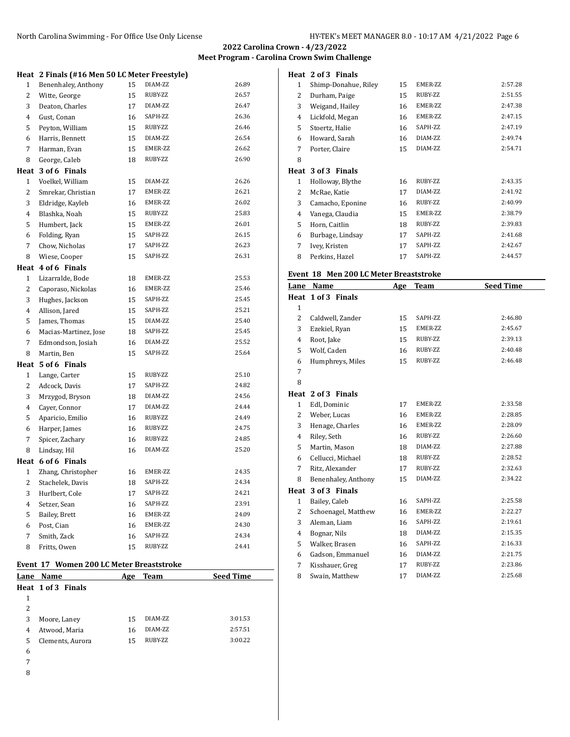2022 Carolina Crown - 4/23/2022

Meet Program - Carolina Crown Swim Challenge

**Heat 2 Finals (#16 Men 50 LC Meter Freestyle)**

| Lane | Name | Age | Team | Seed Time |
|---|---|---|---|---|
| 1 | Benenhaley, Anthony | 15 | DIAM-ZZ | 26.89 |
| 2 | Witte, George | 15 | RUBY-ZZ | 26.57 |
| 3 | Deaton, Charles | 17 | DIAM-ZZ | 26.47 |
| 4 | Gust, Conan | 16 | SAPH-ZZ | 26.36 |
| 5 | Peyton, William | 15 | RUBY-ZZ | 26.46 |
| 6 | Harris, Bennett | 15 | DIAM-ZZ | 26.54 |
| 7 | Harman, Evan | 15 | EMER-ZZ | 26.62 |
| 8 | George, Caleb | 18 | RUBY-ZZ | 26.90 |

**Heat 3 of 6 Finals**

| Lane | Name | Age | Team | Seed Time |
|---|---|---|---|---|
| 1 | Voelkel, William | 15 | DIAM-ZZ | 26.26 |
| 2 | Smrekar, Christian | 17 | EMER-ZZ | 26.21 |
| 3 | Eldridge, Kayleb | 16 | EMER-ZZ | 26.02 |
| 4 | Blashka, Noah | 15 | RUBY-ZZ | 25.83 |
| 5 | Humbert, Jack | 15 | EMER-ZZ | 26.01 |
| 6 | Folding, Ryan | 15 | SAPH-ZZ | 26.15 |
| 7 | Chow, Nicholas | 17 | SAPH-ZZ | 26.23 |
| 8 | Wiese, Cooper | 15 | SAPH-ZZ | 26.31 |

**Heat 4 of 6 Finals**

| Lane | Name | Age | Team | Seed Time |
|---|---|---|---|---|
| 1 | Lizarralde, Bode | 18 | EMER-ZZ | 25.53 |
| 2 | Caporaso, Nickolas | 16 | EMER-ZZ | 25.46 |
| 3 | Hughes, Jackson | 15 | SAPH-ZZ | 25.45 |
| 4 | Allison, Jared | 15 | SAPH-ZZ | 25.21 |
| 5 | James, Thomas | 15 | DIAM-ZZ | 25.40 |
| 6 | Macias-Martinez, Jose | 18 | SAPH-ZZ | 25.45 |
| 7 | Edmondson, Josiah | 16 | DIAM-ZZ | 25.52 |
| 8 | Martin, Ben | 15 | SAPH-ZZ | 25.64 |

**Heat 5 of 6 Finals**

| Lane | Name | Age | Team | Seed Time |
|---|---|---|---|---|
| 1 | Lange, Carter | 15 | RUBY-ZZ | 25.10 |
| 2 | Adcock, Davis | 17 | SAPH-ZZ | 24.82 |
| 3 | Mrzygod, Bryson | 18 | DIAM-ZZ | 24.56 |
| 4 | Cayer, Connor | 17 | DIAM-ZZ | 24.44 |
| 5 | Aparicio, Emilio | 16 | RUBY-ZZ | 24.49 |
| 6 | Harper, James | 16 | RUBY-ZZ | 24.75 |
| 7 | Spicer, Zachary | 16 | RUBY-ZZ | 24.85 |
| 8 | Lindsay, Hil | 16 | DIAM-ZZ | 25.20 |

**Heat 6 of 6 Finals**

| Lane | Name | Age | Team | Seed Time |
|---|---|---|---|---|
| 1 | Zhang, Christopher | 16 | EMER-ZZ | 24.35 |
| 2 | Stachelek, Davis | 18 | SAPH-ZZ | 24.34 |
| 3 | Hurlbert, Cole | 17 | SAPH-ZZ | 24.21 |
| 4 | Setzer, Sean | 16 | SAPH-ZZ | 23.91 |
| 5 | Bailey, Brett | 16 | EMER-ZZ | 24.09 |
| 6 | Post, Cian | 16 | EMER-ZZ | 24.30 |
| 7 | Smith, Zack | 16 | SAPH-ZZ | 24.34 |
| 8 | Fritts, Owen | 15 | RUBY-ZZ | 24.41 |

## Event 17 Women 200 LC Meter Breaststroke

**Heat 1 of 3 Finals**

| Lane | Name | Age | Team | Seed Time |
|---|---|---|---|---|
| 1 | | | | |
| 2 | | | | |
| 3 | Moore, Laney | 15 | DIAM-ZZ | 3:01.53 |
| 4 | Atwood, Maria | 16 | DIAM-ZZ | 2:57.51 |
| 5 | Clements, Aurora | 15 | RUBY-ZZ | 3:00.22 |
| 6 | | | | |
| 7 | | | | |
| 8 | | | | |

**Heat 2 of 3 Finals**

| Lane | Name | Age | Team | Seed Time |
|---|---|---|---|---|
| 1 | Shimp-Donahue, Riley | 15 | EMER-ZZ | 2:57.28 |
| 2 | Durham, Paige | 15 | RUBY-ZZ | 2:51.55 |
| 3 | Weigand, Hailey | 16 | EMER-ZZ | 2:47.38 |
| 4 | Lickfold, Megan | 16 | EMER-ZZ | 2:47.15 |
| 5 | Stoertz, Halie | 16 | SAPH-ZZ | 2:47.19 |
| 6 | Howard, Sarah | 16 | DIAM-ZZ | 2:49.74 |
| 7 | Porter, Claire | 15 | DIAM-ZZ | 2:54.71 |
| 8 | | | | |

**Heat 3 of 3 Finals**

| Lane | Name | Age | Team | Seed Time |
|---|---|---|---|---|
| 1 | Holloway, Blythe | 16 | RUBY-ZZ | 2:43.35 |
| 2 | McRae, Katie | 17 | DIAM-ZZ | 2:41.92 |
| 3 | Camacho, Eponine | 16 | RUBY-ZZ | 2:40.99 |
| 4 | Vanega, Claudia | 15 | EMER-ZZ | 2:38.79 |
| 5 | Horn, Caitlin | 18 | RUBY-ZZ | 2:39.83 |
| 6 | Burbage, Lindsay | 17 | SAPH-ZZ | 2:41.68 |
| 7 | Ivey, Kristen | 17 | SAPH-ZZ | 2:42.67 |
| 8 | Perkins, Hazel | 17 | SAPH-ZZ | 2:44.57 |

## Event 18 Men 200 LC Meter Breaststroke

**Heat 1 of 3 Finals**

| Lane | Name | Age | Team | Seed Time |
|---|---|---|---|---|
| 1 | | | | |
| 2 | Caldwell, Zander | 15 | SAPH-ZZ | 2:46.80 |
| 3 | Ezekiel, Ryan | 15 | EMER-ZZ | 2:45.67 |
| 4 | Root, Jake | 15 | RUBY-ZZ | 2:39.13 |
| 5 | Wolf, Caden | 16 | RUBY-ZZ | 2:40.48 |
| 6 | Humphreys, Miles | 15 | RUBY-ZZ | 2:46.48 |
| 7 | | | | |
| 8 | | | | |

**Heat 2 of 3 Finals**

| Lane | Name | Age | Team | Seed Time |
|---|---|---|---|---|
| 1 | Edl, Dominic | 17 | EMER-ZZ | 2:33.58 |
| 2 | Weber, Lucas | 16 | EMER-ZZ | 2:28.85 |
| 3 | Henage, Charles | 16 | EMER-ZZ | 2:28.09 |
| 4 | Riley, Seth | 16 | RUBY-ZZ | 2:26.60 |
| 5 | Martin, Mason | 18 | DIAM-ZZ | 2:27.88 |
| 6 | Cellucci, Michael | 18 | RUBY-ZZ | 2:28.52 |
| 7 | Ritz, Alexander | 17 | RUBY-ZZ | 2:32.63 |
| 8 | Benenhaley, Anthony | 15 | DIAM-ZZ | 2:34.22 |

**Heat 3 of 3 Finals**

| Lane | Name | Age | Team | Seed Time |
|---|---|---|---|---|
| 1 | Bailey, Caleb | 16 | SAPH-ZZ | 2:25.58 |
| 2 | Schoenagel, Matthew | 16 | EMER-ZZ | 2:22.27 |
| 3 | Aleman, Liam | 16 | SAPH-ZZ | 2:19.61 |
| 4 | Bognar, Nils | 18 | DIAM-ZZ | 2:15.35 |
| 5 | Walker, Brasen | 16 | SAPH-ZZ | 2:16.33 |
| 6 | Gadson, Emmanuel | 16 | DIAM-ZZ | 2:21.75 |
| 7 | Kisshauer, Greg | 17 | RUBY-ZZ | 2:23.86 |
| 8 | Swain, Matthew | 17 | DIAM-ZZ | 2:25.68 |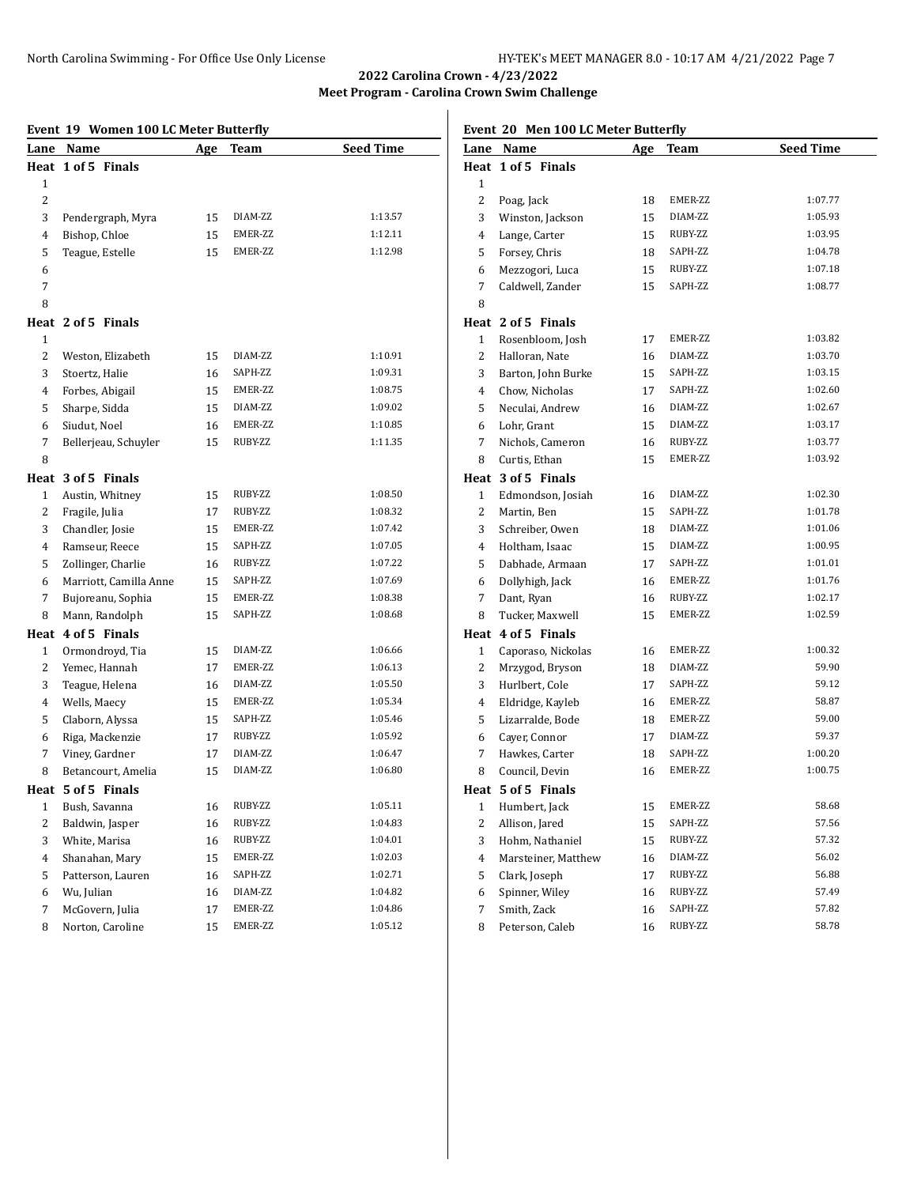# 2022 Carolina Crown - 4/23/2022

## Meet Program - Carolina Crown Swim Challenge

### Event 19 Women 100 LC Meter Butterfly

| Lane | Name | Age | Team | Seed Time |
|---|---|---|---|---|
| **Heat 1 of 5 Finals** | | | | |
| 1 | | | | |
| 2 | | | | |
| 3 | Pendergraph, Myra | 15 | DIAM-ZZ | 1:13.57 |
| 4 | Bishop, Chloe | 15 | EMER-ZZ | 1:12.11 |
| 5 | Teague, Estelle | 15 | EMER-ZZ | 1:12.98 |
| 6 | | | | |
| 7 | | | | |
| 8 | | | | |
| **Heat 2 of 5 Finals** | | | | |
| 1 | | | | |
| 2 | Weston, Elizabeth | 15 | DIAM-ZZ | 1:10.91 |
| 3 | Stoertz, Halie | 16 | SAPH-ZZ | 1:09.31 |
| 4 | Forbes, Abigail | 15 | EMER-ZZ | 1:08.75 |
| 5 | Sharpe, Sidda | 15 | DIAM-ZZ | 1:09.02 |
| 6 | Siudut, Noel | 16 | EMER-ZZ | 1:10.85 |
| 7 | Bellerjeau, Schuyler | 15 | RUBY-ZZ | 1:11.35 |
| 8 | | | | |
| **Heat 3 of 5 Finals** | | | | |
| 1 | Austin, Whitney | 15 | RUBY-ZZ | 1:08.50 |
| 2 | Fragile, Julia | 17 | RUBY-ZZ | 1:08.32 |
| 3 | Chandler, Josie | 15 | EMER-ZZ | 1:07.42 |
| 4 | Ramseur, Reece | 15 | SAPH-ZZ | 1:07.05 |
| 5 | Zollinger, Charlie | 16 | RUBY-ZZ | 1:07.22 |
| 6 | Marriott, Camilla Anne | 15 | SAPH-ZZ | 1:07.69 |
| 7 | Bujoreanu, Sophia | 15 | EMER-ZZ | 1:08.38 |
| 8 | Mann, Randolph | 15 | SAPH-ZZ | 1:08.68 |
| **Heat 4 of 5 Finals** | | | | |
| 1 | Ormondroyd, Tia | 15 | DIAM-ZZ | 1:06.66 |
| 2 | Yemec, Hannah | 17 | EMER-ZZ | 1:06.13 |
| 3 | Teague, Helena | 16 | DIAM-ZZ | 1:05.50 |
| 4 | Wells, Maecy | 15 | EMER-ZZ | 1:05.34 |
| 5 | Claborn, Alyssa | 15 | SAPH-ZZ | 1:05.46 |
| 6 | Riga, Mackenzie | 17 | RUBY-ZZ | 1:05.92 |
| 7 | Viney, Gardner | 17 | DIAM-ZZ | 1:06.47 |
| 8 | Betancourt, Amelia | 15 | DIAM-ZZ | 1:06.80 |
| **Heat 5 of 5 Finals** | | | | |
| 1 | Bush, Savanna | 16 | RUBY-ZZ | 1:05.11 |
| 2 | Baldwin, Jasper | 16 | RUBY-ZZ | 1:04.83 |
| 3 | White, Marisa | 16 | RUBY-ZZ | 1:04.01 |
| 4 | Shanahan, Mary | 15 | EMER-ZZ | 1:02.03 |
| 5 | Patterson, Lauren | 16 | SAPH-ZZ | 1:02.71 |
| 6 | Wu, Julian | 16 | DIAM-ZZ | 1:04.82 |
| 7 | McGovern, Julia | 17 | EMER-ZZ | 1:04.86 |
| 8 | Norton, Caroline | 15 | EMER-ZZ | 1:05.12 |

### Event 20 Men 100 LC Meter Butterfly

| Lane | Name | Age | Team | Seed Time |
|---|---|---|---|---|
| **Heat 1 of 5 Finals** | | | | |
| 1 | | | | |
| 2 | Poag, Jack | 18 | EMER-ZZ | 1:07.77 |
| 3 | Winston, Jackson | 15 | DIAM-ZZ | 1:05.93 |
| 4 | Lange, Carter | 15 | RUBY-ZZ | 1:03.95 |
| 5 | Forsey, Chris | 18 | SAPH-ZZ | 1:04.78 |
| 6 | Mezzogori, Luca | 15 | RUBY-ZZ | 1:07.18 |
| 7 | Caldwell, Zander | 15 | SAPH-ZZ | 1:08.77 |
| 8 | | | | |
| **Heat 2 of 5 Finals** | | | | |
| 1 | Rosenbloom, Josh | 17 | EMER-ZZ | 1:03.82 |
| 2 | Halloran, Nate | 16 | DIAM-ZZ | 1:03.70 |
| 3 | Barton, John Burke | 15 | SAPH-ZZ | 1:03.15 |
| 4 | Chow, Nicholas | 17 | SAPH-ZZ | 1:02.60 |
| 5 | Neculai, Andrew | 16 | DIAM-ZZ | 1:02.67 |
| 6 | Lohr, Grant | 15 | DIAM-ZZ | 1:03.17 |
| 7 | Nichols, Cameron | 16 | RUBY-ZZ | 1:03.77 |
| 8 | Curtis, Ethan | 15 | EMER-ZZ | 1:03.92 |
| **Heat 3 of 5 Finals** | | | | |
| 1 | Edmondson, Josiah | 16 | DIAM-ZZ | 1:02.30 |
| 2 | Martin, Ben | 15 | SAPH-ZZ | 1:01.78 |
| 3 | Schreiber, Owen | 18 | DIAM-ZZ | 1:01.06 |
| 4 | Holtham, Isaac | 15 | DIAM-ZZ | 1:00.95 |
| 5 | Dabhade, Armaan | 17 | SAPH-ZZ | 1:01.01 |
| 6 | Dollyhigh, Jack | 16 | EMER-ZZ | 1:01.76 |
| 7 | Dant, Ryan | 16 | RUBY-ZZ | 1:02.17 |
| 8 | Tucker, Maxwell | 15 | EMER-ZZ | 1:02.59 |
| **Heat 4 of 5 Finals** | | | | |
| 1 | Caporaso, Nickolas | 16 | EMER-ZZ | 1:00.32 |
| 2 | Mrzygod, Bryson | 18 | DIAM-ZZ | 59.90 |
| 3 | Hurlbert, Cole | 17 | SAPH-ZZ | 59.12 |
| 4 | Eldridge, Kayleb | 16 | EMER-ZZ | 58.87 |
| 5 | Lizarralde, Bode | 18 | EMER-ZZ | 59.00 |
| 6 | Cayer, Connor | 17 | DIAM-ZZ | 59.37 |
| 7 | Hawkes, Carter | 18 | SAPH-ZZ | 1:00.20 |
| 8 | Council, Devin | 16 | EMER-ZZ | 1:00.75 |
| **Heat 5 of 5 Finals** | | | | |
| 1 | Humbert, Jack | 15 | EMER-ZZ | 58.68 |
| 2 | Allison, Jared | 15 | SAPH-ZZ | 57.56 |
| 3 | Hohm, Nathaniel | 15 | RUBY-ZZ | 57.32 |
| 4 | Marsteiner, Matthew | 16 | DIAM-ZZ | 56.02 |
| 5 | Clark, Joseph | 17 | RUBY-ZZ | 56.88 |
| 6 | Spinner, Wiley | 16 | RUBY-ZZ | 57.49 |
| 7 | Smith, Zack | 16 | SAPH-ZZ | 57.82 |
| 8 | Peterson, Caleb | 16 | RUBY-ZZ | 58.78 |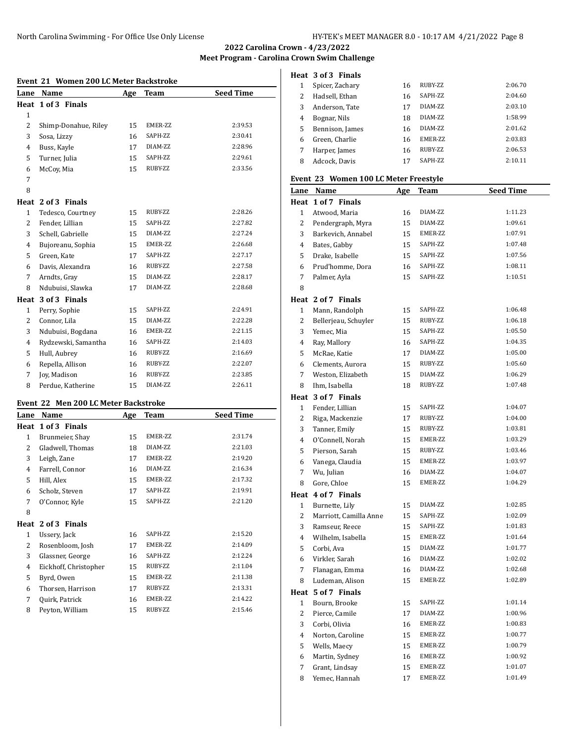## 2022 Carolina Crown - 4/23/2022

### Meet Program - Carolina Crown Swim Challenge

### Event 21 Women 200 LC Meter Backstroke

| Lane | Name | Age | Team | Seed Time |
|---|---|---|---|---|
| **Heat 1 of 3 Finals** | | | | |
| 1 | | | | |
| 2 | Shimp-Donahue, Riley | 15 | EMER-ZZ | 2:39.53 |
| 3 | Sosa, Lizzy | 16 | SAPH-ZZ | 2:30.41 |
| 4 | Buss, Kayle | 17 | DIAM-ZZ | 2:28.96 |
| 5 | Turner, Julia | 15 | SAPH-ZZ | 2:29.61 |
| 6 | McCoy, Mia | 15 | RUBY-ZZ | 2:33.56 |
| 7 | | | | |
| 8 | | | | |
| **Heat 2 of 3 Finals** | | | | |
| 1 | Tedesco, Courtney | 15 | RUBY-ZZ | 2:28.26 |
| 2 | Fender, Lillian | 15 | SAPH-ZZ | 2:27.82 |
| 3 | Schell, Gabrielle | 15 | DIAM-ZZ | 2:27.24 |
| 4 | Bujoreanu, Sophia | 15 | EMER-ZZ | 2:26.68 |
| 5 | Green, Kate | 17 | SAPH-ZZ | 2:27.17 |
| 6 | Davis, Alexandra | 16 | RUBY-ZZ | 2:27.58 |
| 7 | Arndts, Gray | 15 | DIAM-ZZ | 2:28.17 |
| 8 | Ndubuisi, Slawka | 17 | DIAM-ZZ | 2:28.68 |
| **Heat 3 of 3 Finals** | | | | |
| 1 | Perry, Sophie | 15 | SAPH-ZZ | 2:24.91 |
| 2 | Connor, Lila | 15 | DIAM-ZZ | 2:22.28 |
| 3 | Ndubuisi, Bogdana | 16 | EMER-ZZ | 2:21.15 |
| 4 | Rydzewski, Samantha | 16 | SAPH-ZZ | 2:14.03 |
| 5 | Hull, Aubrey | 16 | RUBY-ZZ | 2:16.69 |
| 6 | Repella, Allison | 16 | RUBY-ZZ | 2:22.07 |
| 7 | Joy, Madison | 16 | RUBY-ZZ | 2:23.85 |
| 8 | Perdue, Katherine | 15 | DIAM-ZZ | 2:26.11 |

### Event 22 Men 200 LC Meter Backstroke

| Lane | Name | Age | Team | Seed Time |
|---|---|---|---|---|
| **Heat 1 of 3 Finals** | | | | |
| 1 | Brunmeier, Shay | 15 | EMER-ZZ | 2:31.74 |
| 2 | Gladwell, Thomas | 18 | DIAM-ZZ | 2:21.03 |
| 3 | Leigh, Zane | 17 | EMER-ZZ | 2:19.20 |
| 4 | Farrell, Connor | 16 | DIAM-ZZ | 2:16.34 |
| 5 | Hill, Alex | 15 | EMER-ZZ | 2:17.32 |
| 6 | Scholz, Steven | 17 | SAPH-ZZ | 2:19.91 |
| 7 | O'Connor, Kyle | 15 | SAPH-ZZ | 2:21.20 |
| 8 | | | | |
| **Heat 2 of 3 Finals** | | | | |
| 1 | Ussery, Jack | 16 | SAPH-ZZ | 2:15.20 |
| 2 | Rosenbloom, Josh | 17 | EMER-ZZ | 2:14.09 |
| 3 | Glassner, George | 16 | SAPH-ZZ | 2:12.24 |
| 4 | Eickhoff, Christopher | 15 | RUBY-ZZ | 2:11.04 |
| 5 | Byrd, Owen | 15 | EMER-ZZ | 2:11.38 |
| 6 | Thorsen, Harrison | 17 | RUBY-ZZ | 2:13.31 |
| 7 | Quirk, Patrick | 16 | EMER-ZZ | 2:14.22 |
| 8 | Peyton, William | 15 | RUBY-ZZ | 2:15.46 |
| **Heat 3 of 3 Finals** | | | | |
| 1 | Spicer, Zachary | 16 | RUBY-ZZ | 2:06.70 |
| 2 | Hadsell, Ethan | 16 | SAPH-ZZ | 2:04.60 |
| 3 | Anderson, Tate | 17 | DIAM-ZZ | 2:03.10 |
| 4 | Bognar, Nils | 18 | DIAM-ZZ | 1:58.99 |
| 5 | Bennison, James | 16 | DIAM-ZZ | 2:01.62 |
| 6 | Green, Charlie | 16 | EMER-ZZ | 2:03.83 |
| 7 | Harper, James | 16 | RUBY-ZZ | 2:06.53 |
| 8 | Adcock, Davis | 17 | SAPH-ZZ | 2:10.11 |

### Event 23 Women 100 LC Meter Freestyle

| Lane | Name | Age | Team | Seed Time |
|---|---|---|---|---|
| **Heat 1 of 7 Finals** | | | | |
| 1 | Atwood, Maria | 16 | DIAM-ZZ | 1:11.23 |
| 2 | Pendergraph, Myra | 15 | DIAM-ZZ | 1:09.61 |
| 3 | Barkevich, Annabel | 15 | EMER-ZZ | 1:07.91 |
| 4 | Bates, Gabby | 15 | SAPH-ZZ | 1:07.48 |
| 5 | Drake, Isabelle | 15 | SAPH-ZZ | 1:07.56 |
| 6 | Prud'homme, Dora | 16 | SAPH-ZZ | 1:08.11 |
| 7 | Palmer, Ayla | 15 | SAPH-ZZ | 1:10.51 |
| 8 | | | | |
| **Heat 2 of 7 Finals** | | | | |
| 1 | Mann, Randolph | 15 | SAPH-ZZ | 1:06.48 |
| 2 | Bellerjeau, Schuyler | 15 | RUBY-ZZ | 1:06.18 |
| 3 | Yemec, Mia | 15 | SAPH-ZZ | 1:05.50 |
| 4 | Ray, Mallory | 16 | SAPH-ZZ | 1:04.35 |
| 5 | McRae, Katie | 17 | DIAM-ZZ | 1:05.00 |
| 6 | Clements, Aurora | 15 | RUBY-ZZ | 1:05.60 |
| 7 | Weston, Elizabeth | 15 | DIAM-ZZ | 1:06.29 |
| 8 | Ihm, Isabella | 18 | RUBY-ZZ | 1:07.48 |
| **Heat 3 of 7 Finals** | | | | |
| 1 | Fender, Lillian | 15 | SAPH-ZZ | 1:04.07 |
| 2 | Riga, Mackenzie | 17 | RUBY-ZZ | 1:04.00 |
| 3 | Tanner, Emily | 15 | RUBY-ZZ | 1:03.81 |
| 4 | O'Connell, Norah | 15 | EMER-ZZ | 1:03.29 |
| 5 | Pierson, Sarah | 15 | RUBY-ZZ | 1:03.46 |
| 6 | Vanega, Claudia | 15 | EMER-ZZ | 1:03.97 |
| 7 | Wu, Julian | 16 | DIAM-ZZ | 1:04.07 |
| 8 | Gore, Chloe | 15 | EMER-ZZ | 1:04.29 |
| **Heat 4 of 7 Finals** | | | | |
| 1 | Burnette, Lily | 15 | DIAM-ZZ | 1:02.85 |
| 2 | Marriott, Camilla Anne | 15 | SAPH-ZZ | 1:02.09 |
| 3 | Ramseur, Reece | 15 | SAPH-ZZ | 1:01.83 |
| 4 | Wilhelm, Isabella | 15 | EMER-ZZ | 1:01.64 |
| 5 | Corbi, Ava | 15 | DIAM-ZZ | 1:01.77 |
| 6 | Virkler, Sarah | 16 | DIAM-ZZ | 1:02.02 |
| 7 | Flanagan, Emma | 16 | DIAM-ZZ | 1:02.68 |
| 8 | Ludeman, Alison | 15 | EMER-ZZ | 1:02.89 |
| **Heat 5 of 7 Finals** | | | | |
| 1 | Bourn, Brooke | 15 | SAPH-ZZ | 1:01.14 |
| 2 | Pierce, Camile | 17 | DIAM-ZZ | 1:00.96 |
| 3 | Corbi, Olivia | 16 | EMER-ZZ | 1:00.83 |
| 4 | Norton, Caroline | 15 | EMER-ZZ | 1:00.77 |
| 5 | Wells, Maecy | 15 | EMER-ZZ | 1:00.79 |
| 6 | Martin, Sydney | 16 | EMER-ZZ | 1:00.92 |
| 7 | Grant, Lindsay | 15 | EMER-ZZ | 1:01.07 |
| 8 | Yemec, Hannah | 17 | EMER-ZZ | 1:01.49 |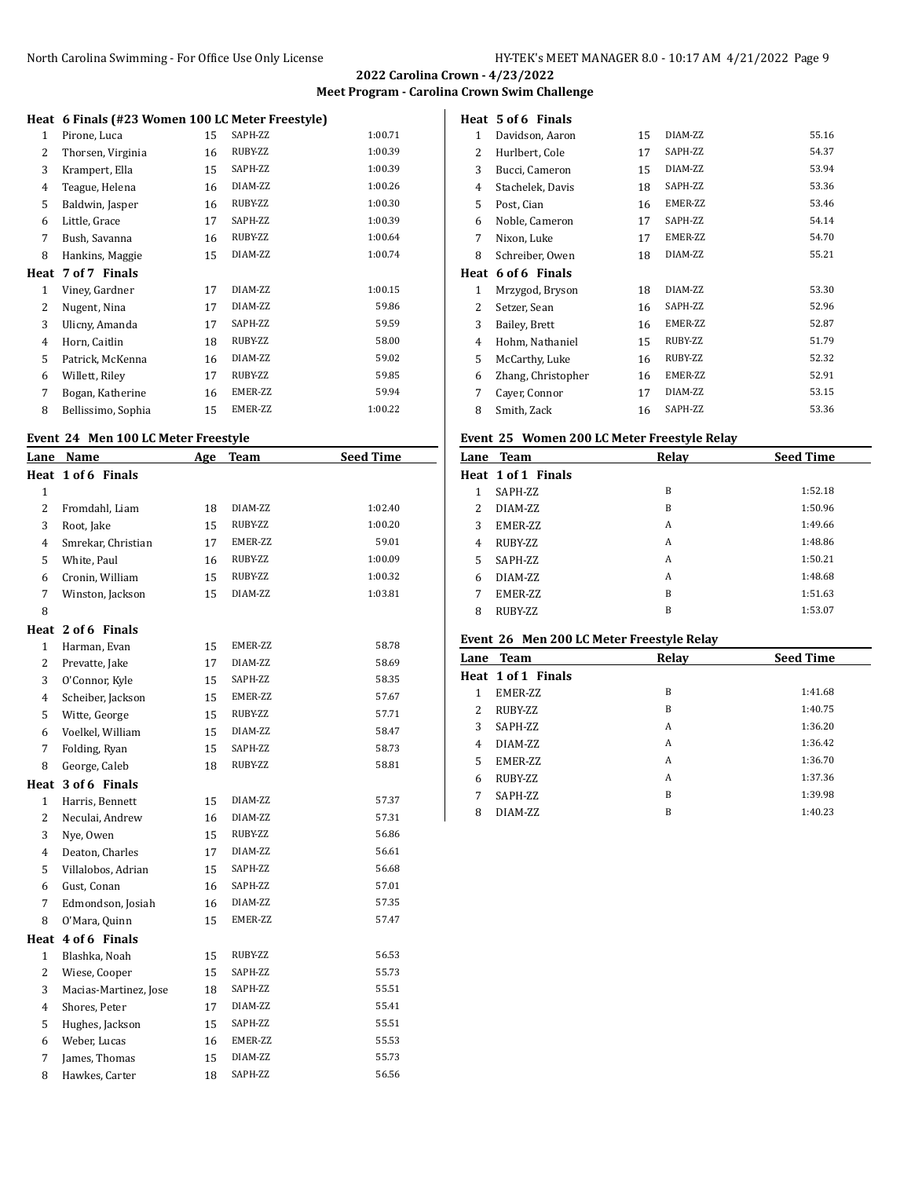**2022 Carolina Crown - 4/23/2022**
**Meet Program - Carolina Crown Swim Challenge**

**Heat 6 Finals (#23 Women 100 LC Meter Freestyle)**

| | | | | |
|---|---|---|---|---|
| 1 | Pirone, Luca | 15 | SAPH-ZZ | 1:00.71 |
| 2 | Thorsen, Virginia | 16 | RUBY-ZZ | 1:00.39 |
| 3 | Krampert, Ella | 15 | SAPH-ZZ | 1:00.39 |
| 4 | Teague, Helena | 16 | DIAM-ZZ | 1:00.26 |
| 5 | Baldwin, Jasper | 16 | RUBY-ZZ | 1:00.30 |
| 6 | Little, Grace | 17 | SAPH-ZZ | 1:00.39 |
| 7 | Bush, Savanna | 16 | RUBY-ZZ | 1:00.64 |
| 8 | Hankins, Maggie | 15 | DIAM-ZZ | 1:00.74 |

**Heat 7 of 7 Finals**

| | | | | |
|---|---|---|---|---|
| 1 | Viney, Gardner | 17 | DIAM-ZZ | 1:00.15 |
| 2 | Nugent, Nina | 17 | DIAM-ZZ | 59.86 |
| 3 | Ulicny, Amanda | 17 | SAPH-ZZ | 59.59 |
| 4 | Horn, Caitlin | 18 | RUBY-ZZ | 58.00 |
| 5 | Patrick, McKenna | 16 | DIAM-ZZ | 59.02 |
| 6 | Willett, Riley | 17 | RUBY-ZZ | 59.85 |
| 7 | Bogan, Katherine | 16 | EMER-ZZ | 59.94 |
| 8 | Bellissimo, Sophia | 15 | EMER-ZZ | 1:00.22 |

### Event 24 Men 100 LC Meter Freestyle

| Lane | Name | Age | Team | Seed Time |
|---|---|---|---|---|
| **Heat 1 of 6 Finals** | | | | |
| 1 | | | | |
| 2 | Fromdahl, Liam | 18 | DIAM-ZZ | 1:02.40 |
| 3 | Root, Jake | 15 | RUBY-ZZ | 1:00.20 |
| 4 | Smrekar, Christian | 17 | EMER-ZZ | 59.01 |
| 5 | White, Paul | 16 | RUBY-ZZ | 1:00.09 |
| 6 | Cronin, William | 15 | RUBY-ZZ | 1:00.32 |
| 7 | Winston, Jackson | 15 | DIAM-ZZ | 1:03.81 |
| 8 | | | | |
| **Heat 2 of 6 Finals** | | | | |
| 1 | Harman, Evan | 15 | EMER-ZZ | 58.78 |
| 2 | Prevatte, Jake | 17 | DIAM-ZZ | 58.69 |
| 3 | O'Connor, Kyle | 15 | SAPH-ZZ | 58.35 |
| 4 | Scheiber, Jackson | 15 | EMER-ZZ | 57.67 |
| 5 | Witte, George | 15 | RUBY-ZZ | 57.71 |
| 6 | Voelkel, William | 15 | DIAM-ZZ | 58.47 |
| 7 | Folding, Ryan | 15 | SAPH-ZZ | 58.73 |
| 8 | George, Caleb | 18 | RUBY-ZZ | 58.81 |
| **Heat 3 of 6 Finals** | | | | |
| 1 | Harris, Bennett | 15 | DIAM-ZZ | 57.37 |
| 2 | Neculai, Andrew | 16 | DIAM-ZZ | 57.31 |
| 3 | Nye, Owen | 15 | RUBY-ZZ | 56.86 |
| 4 | Deaton, Charles | 17 | DIAM-ZZ | 56.61 |
| 5 | Villalobos, Adrian | 15 | SAPH-ZZ | 56.68 |
| 6 | Gust, Conan | 16 | SAPH-ZZ | 57.01 |
| 7 | Edmondson, Josiah | 16 | DIAM-ZZ | 57.35 |
| 8 | O'Mara, Quinn | 15 | EMER-ZZ | 57.47 |
| **Heat 4 of 6 Finals** | | | | |
| 1 | Blashka, Noah | 15 | RUBY-ZZ | 56.53 |
| 2 | Wiese, Cooper | 15 | SAPH-ZZ | 55.73 |
| 3 | Macias-Martinez, Jose | 18 | SAPH-ZZ | 55.51 |
| 4 | Shores, Peter | 17 | DIAM-ZZ | 55.41 |
| 5 | Hughes, Jackson | 15 | SAPH-ZZ | 55.51 |
| 6 | Weber, Lucas | 16 | EMER-ZZ | 55.53 |
| 7 | James, Thomas | 15 | DIAM-ZZ | 55.73 |
| 8 | Hawkes, Carter | 18 | SAPH-ZZ | 56.56 |
| **Heat 5 of 6 Finals** | | | | |
| 1 | Davidson, Aaron | 15 | DIAM-ZZ | 55.16 |
| 2 | Hurlbert, Cole | 17 | SAPH-ZZ | 54.37 |
| 3 | Bucci, Cameron | 15 | DIAM-ZZ | 53.94 |
| 4 | Stachelek, Davis | 18 | SAPH-ZZ | 53.36 |
| 5 | Post, Cian | 16 | EMER-ZZ | 53.46 |
| 6 | Noble, Cameron | 17 | SAPH-ZZ | 54.14 |
| 7 | Nixon, Luke | 17 | EMER-ZZ | 54.70 |
| 8 | Schreiber, Owen | 18 | DIAM-ZZ | 55.21 |
| **Heat 6 of 6 Finals** | | | | |
| 1 | Mrzygod, Bryson | 18 | DIAM-ZZ | 53.30 |
| 2 | Setzer, Sean | 16 | SAPH-ZZ | 52.96 |
| 3 | Bailey, Brett | 16 | EMER-ZZ | 52.87 |
| 4 | Hohm, Nathaniel | 15 | RUBY-ZZ | 51.79 |
| 5 | McCarthy, Luke | 16 | RUBY-ZZ | 52.32 |
| 6 | Zhang, Christopher | 16 | EMER-ZZ | 52.91 |
| 7 | Cayer, Connor | 17 | DIAM-ZZ | 53.15 |
| 8 | Smith, Zack | 16 | SAPH-ZZ | 53.36 |

### Event 25 Women 200 LC Meter Freestyle Relay

| Lane | Team | Relay | Seed Time |
|---|---|---|---|
| **Heat 1 of 1 Finals** | | | |
| 1 | SAPH-ZZ | B | 1:52.18 |
| 2 | DIAM-ZZ | B | 1:50.96 |
| 3 | EMER-ZZ | A | 1:49.66 |
| 4 | RUBY-ZZ | A | 1:48.86 |
| 5 | SAPH-ZZ | A | 1:50.21 |
| 6 | DIAM-ZZ | A | 1:48.68 |
| 7 | EMER-ZZ | B | 1:51.63 |
| 8 | RUBY-ZZ | B | 1:53.07 |

### Event 26 Men 200 LC Meter Freestyle Relay

| Lane | Team | Relay | Seed Time |
|---|---|---|---|
| **Heat 1 of 1 Finals** | | | |
| 1 | EMER-ZZ | B | 1:41.68 |
| 2 | RUBY-ZZ | B | 1:40.75 |
| 3 | SAPH-ZZ | A | 1:36.20 |
| 4 | DIAM-ZZ | A | 1:36.42 |
| 5 | EMER-ZZ | A | 1:36.70 |
| 6 | RUBY-ZZ | A | 1:37.36 |
| 7 | SAPH-ZZ | B | 1:39.98 |
| 8 | DIAM-ZZ | B | 1:40.23 |